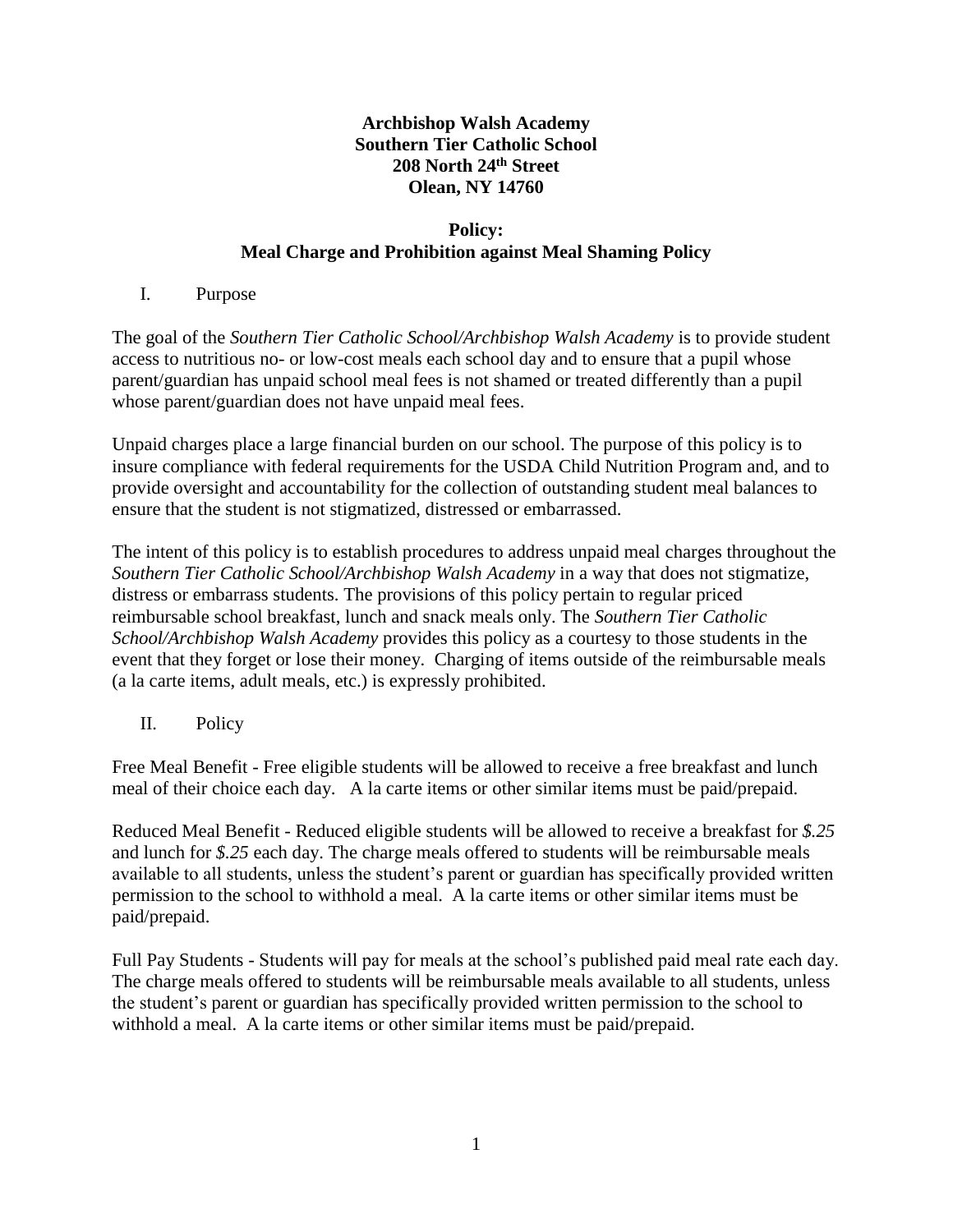**Archbishop Walsh Academy**
**Southern Tier Catholic School**
**208 North 24th Street**
**Olean, NY 14760**

# Policy: Meal Charge and Prohibition against Meal Shaming Policy

## I. Purpose

The goal of the *Southern Tier Catholic School/Archbishop Walsh Academy* is to provide student access to nutritious no- or low-cost meals each school day and to ensure that a pupil whose parent/guardian has unpaid school meal fees is not shamed or treated differently than a pupil whose parent/guardian does not have unpaid meal fees.

Unpaid charges place a large financial burden on our school. The purpose of this policy is to insure compliance with federal requirements for the USDA Child Nutrition Program and, and to provide oversight and accountability for the collection of outstanding student meal balances to ensure that the student is not stigmatized, distressed or embarrassed.

The intent of this policy is to establish procedures to address unpaid meal charges throughout the *Southern Tier Catholic School/Archbishop Walsh Academy* in a way that does not stigmatize, distress or embarrass students. The provisions of this policy pertain to regular priced reimbursable school breakfast, lunch and snack meals only. The *Southern Tier Catholic School/Archbishop Walsh Academy* provides this policy as a courtesy to those students in the event that they forget or lose their money. Charging of items outside of the reimbursable meals (a la carte items, adult meals, etc.) is expressly prohibited.

## II. Policy

Free Meal Benefit - Free eligible students will be allowed to receive a free breakfast and lunch meal of their choice each day. A la carte items or other similar items must be paid/prepaid.

Reduced Meal Benefit - Reduced eligible students will be allowed to receive a breakfast for *$.25* and lunch for *$.25* each day. The charge meals offered to students will be reimbursable meals available to all students, unless the student's parent or guardian has specifically provided written permission to the school to withhold a meal. A la carte items or other similar items must be paid/prepaid.

Full Pay Students - Students will pay for meals at the school's published paid meal rate each day. The charge meals offered to students will be reimbursable meals available to all students, unless the student's parent or guardian has specifically provided written permission to the school to withhold a meal. A la carte items or other similar items must be paid/prepaid.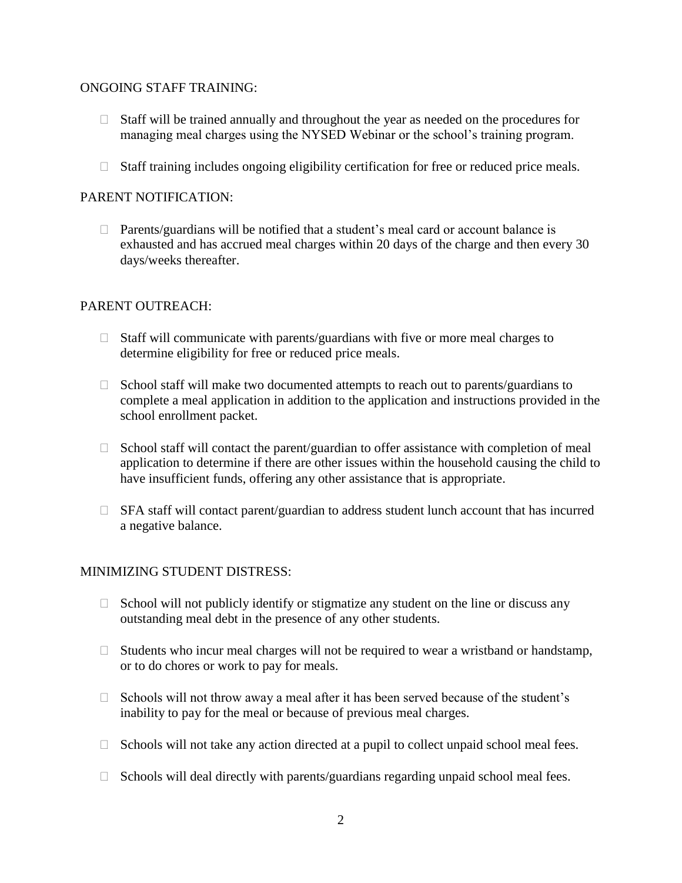ONGOING STAFF TRAINING:

- Staff will be trained annually and throughout the year as needed on the procedures for managing meal charges using the NYSED Webinar or the school's training program.
- Staff training includes ongoing eligibility certification for free or reduced price meals.

PARENT NOTIFICATION:

- Parents/guardians will be notified that a student's meal card or account balance is exhausted and has accrued meal charges within 20 days of the charge and then every 30 days/weeks thereafter.

PARENT OUTREACH:

- Staff will communicate with parents/guardians with five or more meal charges to determine eligibility for free or reduced price meals.
- School staff will make two documented attempts to reach out to parents/guardians to complete a meal application in addition to the application and instructions provided in the school enrollment packet.
- School staff will contact the parent/guardian to offer assistance with completion of meal application to determine if there are other issues within the household causing the child to have insufficient funds, offering any other assistance that is appropriate.
- SFA staff will contact parent/guardian to address student lunch account that has incurred a negative balance.

MINIMIZING STUDENT DISTRESS:

- School will not publicly identify or stigmatize any student on the line or discuss any outstanding meal debt in the presence of any other students.
- Students who incur meal charges will not be required to wear a wristband or handstamp, or to do chores or work to pay for meals.
- Schools will not throw away a meal after it has been served because of the student's inability to pay for the meal or because of previous meal charges.
- Schools will not take any action directed at a pupil to collect unpaid school meal fees.
- Schools will deal directly with parents/guardians regarding unpaid school meal fees.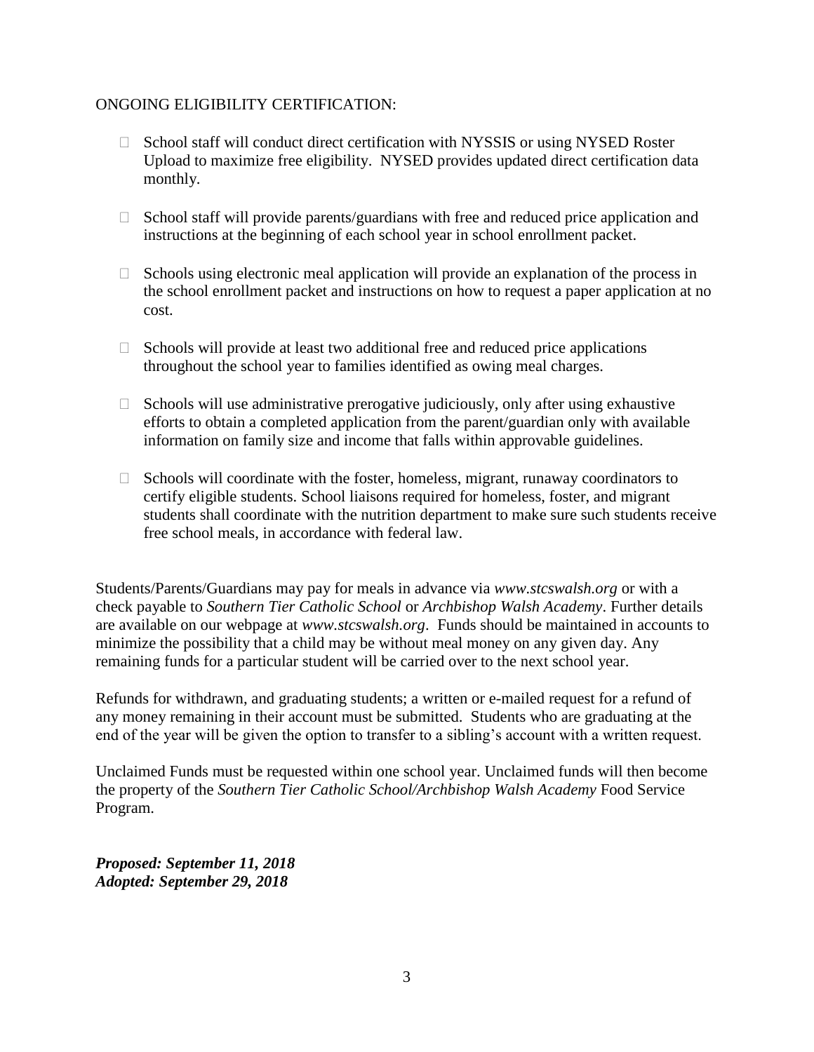ONGOING ELIGIBILITY CERTIFICATION:

- School staff will conduct direct certification with NYSSIS or using NYSED Roster Upload to maximize free eligibility. NYSED provides updated direct certification data monthly.
- School staff will provide parents/guardians with free and reduced price application and instructions at the beginning of each school year in school enrollment packet.
- Schools using electronic meal application will provide an explanation of the process in the school enrollment packet and instructions on how to request a paper application at no cost.
- Schools will provide at least two additional free and reduced price applications throughout the school year to families identified as owing meal charges.
- Schools will use administrative prerogative judiciously, only after using exhaustive efforts to obtain a completed application from the parent/guardian only with available information on family size and income that falls within approvable guidelines.
- Schools will coordinate with the foster, homeless, migrant, runaway coordinators to certify eligible students. School liaisons required for homeless, foster, and migrant students shall coordinate with the nutrition department to make sure such students receive free school meals, in accordance with federal law.

Students/Parents/Guardians may pay for meals in advance via *www.stcswalsh.org* or with a check payable to *Southern Tier Catholic School* or *Archbishop Walsh Academy*. Further details are available on our webpage at *www.stcswalsh.org*. Funds should be maintained in accounts to minimize the possibility that a child may be without meal money on any given day. Any remaining funds for a particular student will be carried over to the next school year.

Refunds for withdrawn, and graduating students; a written or e-mailed request for a refund of any money remaining in their account must be submitted. Students who are graduating at the end of the year will be given the option to transfer to a sibling's account with a written request.

Unclaimed Funds must be requested within one school year. Unclaimed funds will then become the property of the *Southern Tier Catholic School/Archbishop Walsh Academy* Food Service Program.

***Proposed: September 11, 2018***
***Adopted: September 29, 2018***